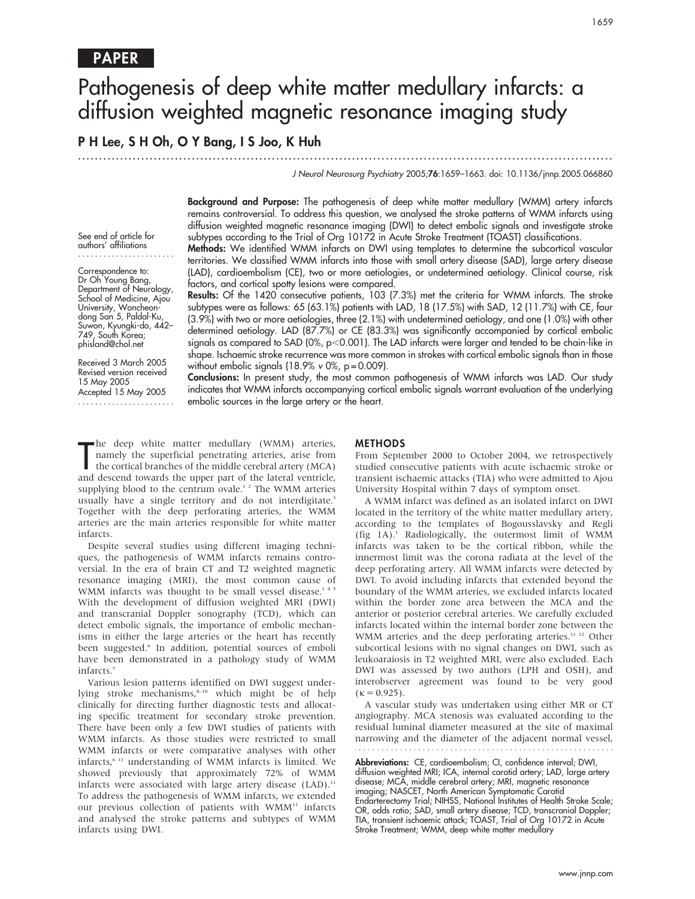PAPER

# Pathogenesis of deep white matter medullary infarcts: a diffusion weighted magnetic resonance imaging study

**P H Lee, S H Oh, O Y Bang, I S Joo, K Huh**

*J Neurol Neurosurg Psychiatry* 2005;**76**:1659–1663. doi: 10.1136/jnnp.2005.066860

See end of article for authors' affiliations

Correspondence to: Dr Oh Young Bang, Department of Neurology, School of Medicine, Ajou University, Woncheon-dong San 5, Paldal-Ku, Suwon, Kyungki-do, 442–749, South Korea; phisland@chol.net

Received 3 March 2005
Revised version received 15 May 2005
Accepted 15 May 2005

**Background and Purpose:** The pathogenesis of deep white matter medullary (WMM) artery infarcts remains controversial. To address this question, we analysed the stroke patterns of WMM infarcts using diffusion weighted magnetic resonance imaging (DWI) to detect embolic signals and investigate stroke subtypes according to the Trial of Org 10172 in Acute Stroke Treatment (TOAST) classifications.

**Methods:** We identified WMM infarcts on DWI using templates to determine the subcortical vascular territories. We classified WMM infarcts into those with small artery disease (SAD), large artery disease (LAD), cardioembolism (CE), two or more aetiologies, or undetermined aetiology. Clinical course, risk factors, and cortical spotty lesions were compared.

**Results:** Of the 1420 consecutive patients, 103 (7.3%) met the criteria for WMM infarcts. The stroke subtypes were as follows: 65 (63.1%) patients with LAD, 18 (17.5%) with SAD, 12 (11.7%) with CE, four (3.9%) with two or more aetiologies, three (2.1%) with undetermined aetiology, and one (1.0%) with other determined aetiology. LAD (87.7%) or CE (83.3%) was significantly accompanied by cortical embolic signals as compared to SAD (0%, $p<0.001$). The LAD infarcts were larger and tended to be chain-like in shape. Ischaemic stroke recurrence was more common in strokes with cortical embolic signals than in those without embolic signals (18.9% *v* 0%, $p = 0.009$).

**Conclusions:** In present study, the most common pathogenesis of WMM infarcts was LAD. Our study indicates that WMM infarcts accompanying cortical embolic signals warrant evaluation of the underlying embolic sources in the large artery or the heart.

The deep white matter medullary (WMM) arteries, namely the superficial penetrating arteries, arise from the cortical branches of the middle cerebral artery (MCA) and descend towards the upper part of the lateral ventricle, supplying blood to the centrum ovale.[1 2] The WMM arteries usually have a single territory and do not interdigitate.[3] Together with the deep perforating arteries, the WMM arteries are the main arteries responsible for white matter infarcts.

Despite several studies using different imaging techniques, the pathogenesis of WMM infarcts remains controversial. In the era of brain CT and T2 weighted magnetic resonance imaging (MRI), the most common cause of WMM infarcts was thought to be small vessel disease.[1 4 5] With the development of diffusion weighted MRI (DWI) and transcranial Doppler sonography (TCD), which can detect embolic signals, the importance of embolic mechanisms in either the large arteries or the heart has recently been suggested.[6] In addition, potential sources of emboli have been demonstrated in a pathology study of WMM infarcts.[7]

Various lesion patterns identified on DWI suggest underlying stroke mechanisms,[8–10] which might be of help clinically for directing further diagnostic tests and allocating specific treatment for secondary stroke prevention. There have been only a few DWI studies of patients with WMM infarcts. As those studies were restricted to small WMM infarcts or were comparative analyses with other infarcts,[6 11] understanding of WMM infarcts is limited. We showed previously that approximately 72% of WMM infarcts were associated with large artery disease (LAD).[11] To address the pathogenesis of WMM infarcts, we extended our previous collection of patients with WMM[11] infarcts and analysed the stroke patterns and subtypes of WMM infarcts using DWI.

## METHODS

From September 2000 to October 2004, we retrospectively studied consecutive patients with acute ischaemic stroke or transient ischaemic attacks (TIA) who were admitted to Ajou University Hospital within 7 days of symptom onset.

A WMM infarct was defined as an isolated infarct on DWI located in the territory of the white matter medullary artery, according to the templates of Bogousslavsky and Regli (fig 1A).[1] Radiologically, the outermost limit of WMM infarcts was taken to be the cortical ribbon, while the innermost limit was the corona radiata at the level of the deep perforating artery. All WMM infarcts were detected by DWI. To avoid including infarcts that extended beyond the boundary of the WMM arteries, we excluded infarcts located within the border zone area between the MCA and the anterior or posterior cerebral arteries. We carefully excluded infarcts located within the internal border zone between the WMM arteries and the deep perforating arteries.[11 12] Other subcortical lesions with no signal changes on DWI, such as leukoaraiosis in T2 weighted MRI, were also excluded. Each DWI was assessed by two authors (LPH and OSH), and interobserver agreement was found to be very good ($\kappa = 0.925$).

A vascular study was undertaken using either MR or CT angiography. MCA stenosis was evaluated according to the residual luminal diameter measured at the site of maximal narrowing and the diameter of the adjacent normal vessel,

**Abbreviations:** CE, cardioembolism; CI, confidence interval; DWI, diffusion weighted MRI; ICA, internal carotid artery; LAD, large artery disease; MCA, middle cerebral artery; MRI, magnetic resonance imaging; NASCET, North American Symptomatic Carotid Endarterectomy Trial; NIHSS, National Institutes of Health Stroke Scale; OR, odds ratio; SAD, small artery disease; TCD, transcranial Doppler; TIA, transient ischaemic attack; TOAST, Trial of Org 10172 in Acute Stroke Treatment; WMM, deep white matter medullary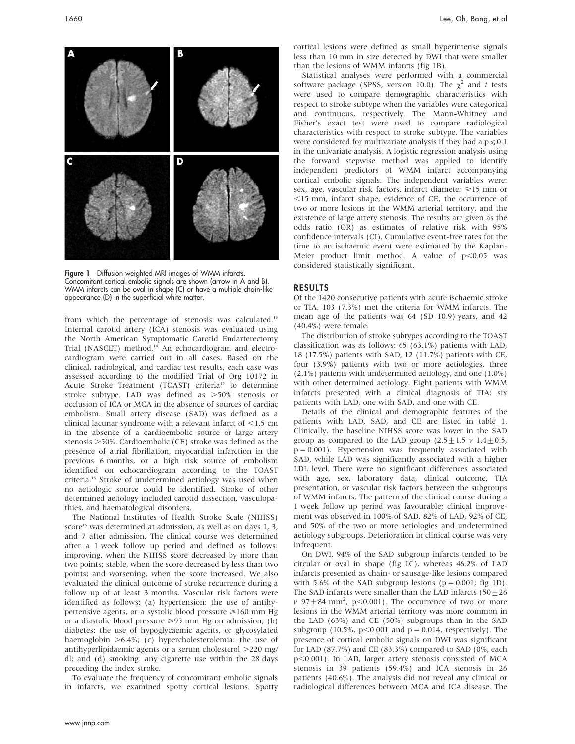Figure 1 Diffusion weighted MRI images of WMM infarcts. Concomitant cortical embolic signals are shown (arrow in A and B). WMM infarcts can be oval in shape (C) or have a multiple chain-like appearance (D) in the superficial white matter.

from which the percentage of stenosis was calculated.[13] Internal carotid artery (ICA) stenosis was evaluated using the North American Symptomatic Carotid Endarterectomy Trial (NASCET) method.[14] An echocardiogram and electrocardiogram were carried out in all cases. Based on the clinical, radiological, and cardiac test results, each case was assessed according to the modified Trial of Org 10172 in Acute Stroke Treatment (TOAST) criteria[15] to determine stroke subtype. LAD was defined as >50% stenosis or occlusion of ICA or MCA in the absence of sources of cardiac embolism. Small artery disease (SAD) was defined as a clinical lacunar syndrome with a relevant infarct of <1.5 cm in the absence of a cardioembolic source or large artery stenosis >50%. Cardioembolic (CE) stroke was defined as the presence of atrial fibrillation, myocardial infarction in the previous 6 months, or a high risk source of embolism identified on echocardiogram according to the TOAST criteria.[15] Stroke of undetermined aetiology was used when no aetiologic source could be identified. Stroke of other determined aetiology included carotid dissection, vasculopathies, and haematological disorders.

The National Institutes of Health Stroke Scale (NIHSS) score[16] was determined at admission, as well as on days 1, 3, and 7 after admission. The clinical course was determined after a 1 week follow up period and defined as follows: improving, when the NIHSS score decreased by more than two points; stable, when the score decreased by less than two points; and worsening, when the score increased. We also evaluated the clinical outcome of stroke recurrence during a follow up of at least 3 months. Vascular risk factors were identified as follows: (a) hypertension: the use of antihypertensive agents, or a systolic blood pressure ≥160 mm Hg or a diastolic blood pressure ≥95 mm Hg on admission; (b) diabetes: the use of hypoglycaemic agents, or glycosylated haemoglobin >6.4%; (c) hypercholesterolemia: the use of antihyperlipidaemic agents or a serum cholesterol >220 mg/dl; and (d) smoking: any cigarette use within the 28 days preceding the index stroke.

To evaluate the frequency of concomitant embolic signals in infarcts, we examined spotty cortical lesions. Spotty cortical lesions were defined as small hyperintense signals less than 10 mm in size detected by DWI that were smaller than the lesions of WMM infarcts (fig 1B).

Statistical analyses were performed with a commercial software package (SPSS, version 10.0). The $\chi^2$ and *t* tests were used to compare demographic characteristics with respect to stroke subtype when the variables were categorical and continuous, respectively. The Mann-Whitney and Fisher's exact test were used to compare radiological characteristics with respect to stroke subtype. The variables were considered for multivariate analysis if they had a $p \leq 0.1$ in the univariate analysis. A logistic regression analysis using the forward stepwise method was applied to identify independent predictors of WMM infarct accompanying cortical embolic signals. The independent variables were: sex, age, vascular risk factors, infarct diameter ≥15 mm or <15 mm, infarct shape, evidence of CE, the occurrence of two or more lesions in the WMM arterial territory, and the existence of large artery stenosis. The results are given as the odds ratio (OR) as estimates of relative risk with 95% confidence intervals (CI). Cumulative event-free rates for the time to an ischaemic event were estimated by the Kaplan-Meier product limit method. A value of $p<0.05$ was considered statistically significant.

## RESULTS

Of the 1420 consecutive patients with acute ischaemic stroke or TIA, 103 (7.3%) met the criteria for WMM infarcts. The mean age of the patients was 64 (SD 10.9) years, and 42 (40.4%) were female.

The distribution of stroke subtypes according to the TOAST classification was as follows: 65 (63.1%) patients with LAD, 18 (17.5%) patients with SAD, 12 (11.7%) patients with CE, four (3.9%) patients with two or more aetiologies, three (2.1%) patients with undetermined aetiology, and one (1.0%) with other determined aetiology. Eight patients with WMM infarcts presented with a clinical diagnosis of TIA: six patients with LAD, one with SAD, and one with CE.

Details of the clinical and demographic features of the patients with LAD, SAD, and CE are listed in table 1. Clinically, the baseline NIHSS score was lower in the SAD group as compared to the LAD group ($2.5 \pm 1.5$ *v* $1.4 \pm 0.5$, $p = 0.001$). Hypertension was frequently associated with SAD, while LAD was significantly associated with a higher LDL level. There were no significant differences associated with age, sex, laboratory data, clinical outcome, TIA presentation, or vascular risk factors between the subgroups of WMM infarcts. The pattern of the clinical course during a 1 week follow up period was favourable; clinical improvement was observed in 100% of SAD, 82% of LAD, 92% of CE, and 50% of the two or more aetiologies and undetermined aetiology subgroups. Deterioration in clinical course was very infrequent.

On DWI, 94% of the SAD subgroup infarcts tended to be circular or oval in shape (fig 1C), whereas 46.2% of LAD infarcts presented as chain- or sausage-like lesions compared with 5.6% of the SAD subgroup lesions ($p = 0.001$; fig 1D). The SAD infarcts were smaller than the LAD infarcts ($50 \pm 26$ *v* $97 \pm 84$ mm$^2$, $p<0.001$). The occurrence of two or more lesions in the WMM arterial territory was more common in the LAD (63%) and CE (50%) subgroups than in the SAD subgroup (10.5%, $p<0.001$ and $p = 0.014$, respectively). The presence of cortical embolic signals on DWI was significant for LAD (87.7%) and CE (83.3%) compared to SAD (0%, each $p<0.001$). In LAD, larger artery stenosis consisted of MCA stenosis in 39 patients (59.4%) and ICA stenosis in 26 patients (40.6%). The analysis did not reveal any clinical or radiological differences between MCA and ICA disease. The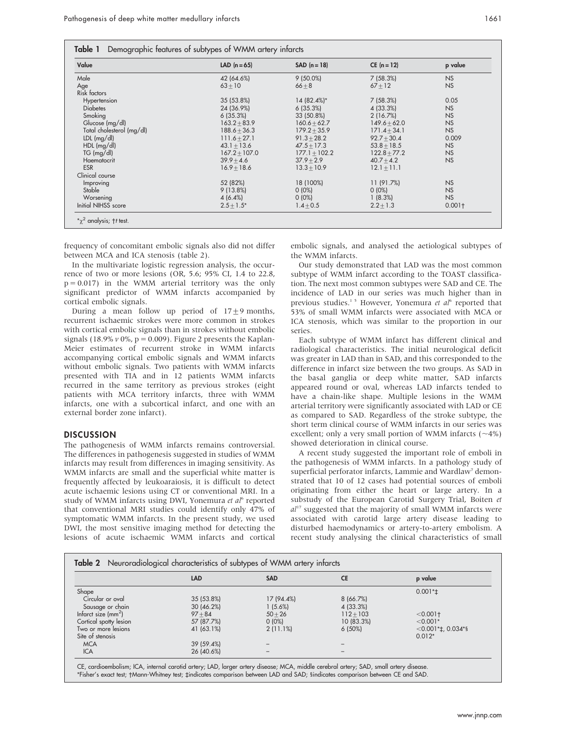**Table 1** Demographic features of subtypes of WMM artery infarcts

| Value | LAD (n = 65) | SAD (n = 18) | CE (n = 12) | p value |
|---|---|---|---|---|
| Male | 42 (64.6%) | 9 (50.0%) | 7 (58.3%) | NS |
| Age | 63±10 | 66±8 | 67±12 | NS |
| Risk factors | | | | |
| Hypertension | 35 (53.8%) | 14 (82.4%)* | 7 (58.3%) | 0.05 |
| Diabetes | 24 (36.9%) | 6 (35.3%) | 4 (33.3%) | NS |
| Smoking | 6 (35.3%) | 33 (50.8%) | 2 (16.7%) | NS |
| Glucose (mg/dl) | 163.2±83.9 | 160.6±62.7 | 149.6±62.0 | NS |
| Total cholesterol (mg/dl) | 188.6±36.3 | 179.2±35.9 | 171.4±34.1 | NS |
| LDL (mg/dl) | 111.6±27.1 | 91.3±28.2 | 92.7±30.4 | 0.009 |
| HDL (mg/dl) | 43.1±13.6 | 47.5±17.3 | 53.8±18.5 | NS |
| TG (mg/dl) | 167.2±107.0 | 177.1±102.2 | 122.8±77.2 | NS |
| Haematocrit | 39.9±4.6 | 37.9±2.9 | 40.7±4.2 | NS |
| ESR | 16.9±18.6 | 13.3±10.9 | 12.1±11.1 | |
| Clinical course | | | | |
| Improving | 52 (82%) | 18 (100%) | 11 (91.7%) | NS |
| Stable | 9 (13.8%) | 0 (0%) | 0 (0%) | NS |
| Worsening | 4 (6.4%) | 0 (0%) | 1 (8.3%) | NS |
| Initial NIHSS score | 2.5±1.5* | 1.4±0.5 | 2.2±1.3 | 0.001† |

*$\chi^2$ analysis; †*t* test.

frequency of concomitant embolic signals also did not differ between MCA and ICA stenosis (table 2).

In the multivariate logistic regression analysis, the occurrence of two or more lesions (OR, 5.6; 95% CI, 1.4 to 22.8, p = 0.017) in the WMM arterial territory was the only significant predictor of WMM infarcts accompanied by cortical embolic signals.

During a mean follow up period of 17±9 months, recurrent ischaemic strokes were more common in strokes with cortical embolic signals than in strokes without embolic signals (18.9% *v* 0%, p = 0.009). Figure 2 presents the Kaplan-Meier estimates of recurrent stroke in WMM infarcts accompanying cortical embolic signals and WMM infarcts without embolic signals. Two patients with WMM infarcts presented with TIA and in 12 patients WMM infarcts recurred in the same territory as previous strokes (eight patients with MCA territory infarcts, three with WMM infarcts, one with a subcortical infarct, and one with an external border zone infarct).

## DISCUSSION

The pathogenesis of WMM infarcts remains controversial. The differences in pathogenesis suggested in studies of WMM infarcts may result from differences in imaging sensitivity. As WMM infarcts are small and the superficial white matter is frequently affected by leukoaraiosis, it is difficult to detect acute ischaemic lesions using CT or conventional MRI. In a study of WMM infarcts using DWI, Yonemura *et al*[6] reported that conventional MRI studies could identify only 47% of symptomatic WMM infarcts. In the present study, we used DWI, the most sensitive imaging method for detecting the lesions of acute ischaemic WMM infarcts and cortical embolic signals, and analysed the aetiological subtypes of the WMM infarcts.

Our study demonstrated that LAD was the most common subtype of WMM infarct according to the TOAST classification. The next most common subtypes were SAD and CE. The incidence of LAD in our series was much higher than in previous studies.[1 5] However, Yonemura *et al*[6] reported that 53% of small WMM infarcts were associated with MCA or ICA stenosis, which was similar to the proportion in our series.

Each subtype of WMM infarct has different clinical and radiological characteristics. The initial neurological deficit was greater in LAD than in SAD, and this corresponded to the difference in infarct size between the two groups. As SAD in the basal ganglia or deep white matter, SAD infarcts appeared round or oval, whereas LAD infarcts tended to have a chain-like shape. Multiple lesions in the WMM arterial territory were significantly associated with LAD or CE as compared to SAD. Regardless of the stroke subtype, the short term clinical course of WMM infarcts in our series was excellent; only a very small portion of WMM infarcts (~4%) showed deterioration in clinical course.

A recent study suggested the important role of emboli in the pathogenesis of WMM infarcts. In a pathology study of superficial perforator infarcts, Lammie and Wardlaw[7] demonstrated that 10 of 12 cases had potential sources of emboli originating from either the heart or large artery. In a substudy of the European Carotid Surgery Trial, Boiten *et al*[17] suggested that the majority of small WMM infarcts were associated with carotid large artery disease leading to disturbed haemodynamics or artery-to-artery embolism. A recent study analysing the clinical characteristics of small

**Table 2** Neuroradiological characteristics of subtypes of WMM artery infarcts

| | LAD | SAD | CE | p value |
|---|---|---|---|---|
| Shape | | | | 0.001*‡ |
| Circular or oval | 35 (53.8%) | 17 (94.4%) | 8 (66.7%) | |
| Sausage or chain | 30 (46.2%) | 1 (5.6%) | 4 (33.3%) | |
| Infarct size (mm$^2$) | 97±84 | 50±26 | 112±103 | <0.001† |
| Cortical spotty lesion | 57 (87.7%) | 0 (0%) | 10 (83.3%) | <0.001* |
| Two or more lesions | 41 (63.1%) | 2 (11.1%) | 6 (50%) | <0.001*‡, 0.034*§ |
| Site of stenosis | | | | 0.012* |
| MCA | 39 (59.4%) | – | – | |
| ICA | 26 (40.6%) | – | – | |

CE, cardioembolism; ICA, internal carotid artery; LAD, larger artery disease; MCA, middle cerebral artery; SAD, small artery disease.
*Fisher's exact test; †Mann-Whitney test; ‡indicates comparison between LAD and SAD; §indicates comparison between CE and SAD.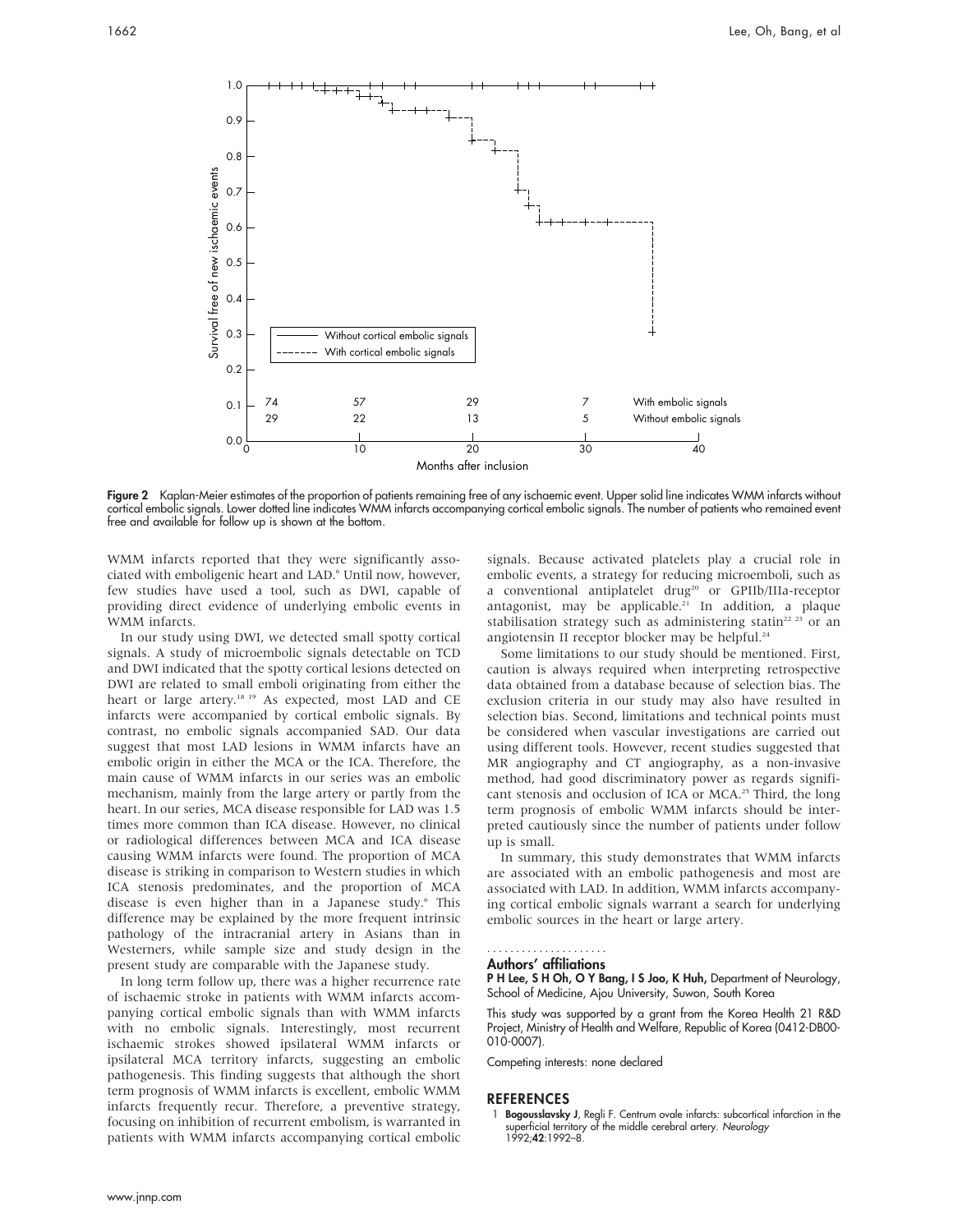1.0
0.9
0.8
0.7
0.6
0.5
0.4
0.3
0.2
0.1
0.0
Survival free of new ischaemic events

Without cortical embolic signals
With cortical embolic signals

74 57 29 7 With embolic signals
29 22 13 5 Without embolic signals

0 10 20 30 40
Months after inclusion

**Figure 2** Kaplan-Meier estimates of the proportion of patients remaining free of any ischaemic event. Upper solid line indicates WMM infarcts without cortical embolic signals. Lower dotted line indicates WMM infarcts accompanying cortical embolic signals. The number of patients who remained event free and available for follow up is shown at the bottom.

WMM infarcts reported that they were significantly associated with emboligenic heart and LAD.[6] Until now, however, few studies have used a tool, such as DWI, capable of providing direct evidence of underlying embolic events in WMM infarcts.

In our study using DWI, we detected small spotty cortical signals. A study of microembolic signals detectable on TCD and DWI indicated that the spotty cortical lesions detected on DWI are related to small emboli originating from either the heart or large artery.[18 19] As expected, most LAD and CE infarcts were accompanied by cortical embolic signals. By contrast, no embolic signals accompanied SAD. Our data suggest that most LAD lesions in WMM infarcts have an embolic origin in either the MCA or the ICA. Therefore, the main cause of WMM infarcts in our series was an embolic mechanism, mainly from the large artery or partly from the heart. In our series, MCA disease responsible for LAD was 1.5 times more common than ICA disease. However, no clinical or radiological differences between MCA and ICA disease causing WMM infarcts were found. The proportion of MCA disease is striking in comparison to Western studies in which ICA stenosis predominates, and the proportion of MCA disease is even higher than in a Japanese study.[6] This difference may be explained by the more frequent intrinsic pathology of the intracranial artery in Asians than in Westerners, while sample size and study design in the present study are comparable with the Japanese study.

In long term follow up, there was a higher recurrence rate of ischaemic stroke in patients with WMM infarcts accompanying cortical embolic signals than with WMM infarcts with no embolic signals. Interestingly, most recurrent ischaemic strokes showed ipsilateral WMM infarcts or ipsilateral MCA territory infarcts, suggesting an embolic pathogenesis. This finding suggests that although the short term prognosis of WMM infarcts is excellent, embolic WMM infarcts frequently recur. Therefore, a preventive strategy, focusing on inhibition of recurrent embolism, is warranted in patients with WMM infarcts accompanying cortical embolic signals. Because activated platelets play a crucial role in embolic events, a strategy for reducing microemboli, such as a conventional antiplatelet drug[20] or GPIIb/IIIa-receptor antagonist, may be applicable.[21] In addition, a plaque stabilisation strategy such as administering statin[22 23] or an angiotensin II receptor blocker may be helpful.[24]

Some limitations to our study should be mentioned. First, caution is always required when interpreting retrospective data obtained from a database because of selection bias. The exclusion criteria in our study may also have resulted in selection bias. Second, limitations and technical points must be considered when vascular investigations are carried out using different tools. However, recent studies suggested that MR angiography and CT angiography, as a non-invasive method, had good discriminatory power as regards significant stenosis and occlusion of ICA or MCA.[25] Third, the long term prognosis of embolic WMM infarcts should be interpreted cautiously since the number of patients under follow up is small.

In summary, this study demonstrates that WMM infarcts are associated with an embolic pathogenesis and most are associated with LAD. In addition, WMM infarcts accompanying cortical embolic signals warrant a search for underlying embolic sources in the heart or large artery.

## Authors' affiliations

**P H Lee, S H Oh, O Y Bang, I S Joo, K Huh,** Department of Neurology, School of Medicine, Ajou University, Suwon, South Korea

This study was supported by a grant from the Korea Health 21 R&D Project, Ministry of Health and Welfare, Republic of Korea (0412-DB00-010-0007).

Competing interests: none declared

## REFERENCES

1 **Bogousslavsky J**, Regli F. Centrum ovale infarcts: subcortical infarction in the superficial territory of the middle cerebral artery. *Neurology* 1992;**42**:1992–8.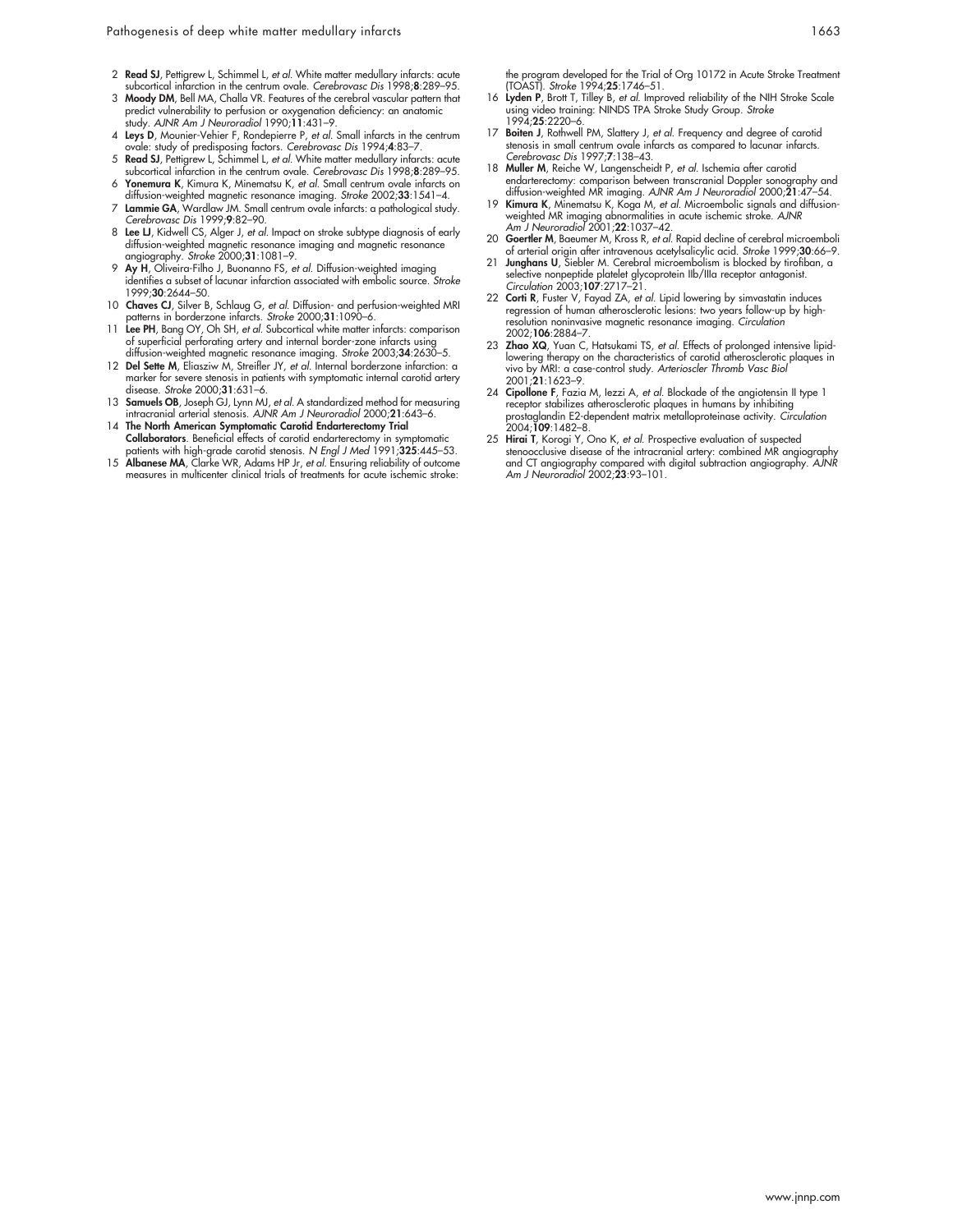2 **Read SJ**, Pettigrew L, Schimmel L, *et al*. White matter medullary infarcts: acute subcortical infarction in the centrum ovale. *Cerebrovasc Dis* 1998;**8**:289–95.

3 **Moody DM**, Bell MA, Challa VR. Features of the cerebral vascular pattern that predict vulnerability to perfusion or oxygenation deficiency: an anatomic study. *AJNR Am J Neuroradiol* 1990;**11**:431–9.

4 **Leys D**, Mounier-Vehier F, Rondepierre P, *et al*. Small infarcts in the centrum ovale: study of predisposing factors. *Cerebrovasc Dis* 1994;**4**:83–7.

5 **Read SJ**, Pettigrew L, Schimmel L, *et al*. White matter medullary infarcts: acute subcortical infarction in the centrum ovale. *Cerebrovasc Dis* 1998;**8**:289–95.

6 **Yonemura K**, Kimura K, Minematsu K, *et al*. Small centrum ovale infarcts on diffusion-weighted magnetic resonance imaging. *Stroke* 2002;**33**:1541–4.

7 **Lammie GA**, Wardlaw JM. Small centrum ovale infarcts: a pathological study. *Cerebrovasc Dis* 1999;**9**:82–90.

8 **Lee LJ**, Kidwell CS, Alger J, *et al*. Impact on stroke subtype diagnosis of early diffusion-weighted magnetic resonance imaging and magnetic resonance angiography. *Stroke* 2000;**31**:1081–9.

9 **Ay H**, Oliveira-Filho J, Buonanno FS, *et al*. Diffusion-weighted imaging identifies a subset of lacunar infarction associated with embolic source. *Stroke* 1999;**30**:2644–50.

10 **Chaves CJ**, Silver B, Schlaug G, *et al*. Diffusion- and perfusion-weighted MRI patterns in borderzone infarcts. *Stroke* 2000;**31**:1090–6.

11 **Lee PH**, Bang OY, Oh SH, *et al*. Subcortical white matter infarcts: comparison of superficial perforating artery and internal border-zone infarcts using diffusion-weighted magnetic resonance imaging. *Stroke* 2003;**34**:2630–5.

12 **Del Sette M**, Eliasziw M, Streifler JY, *et al*. Internal borderzone infarction: a marker for severe stenosis in patients with symptomatic internal carotid artery disease. *Stroke* 2000;**31**:631–6.

13 **Samuels OB**, Joseph GJ, Lynn MJ, *et al*. A standardized method for measuring intracranial arterial stenosis. *AJNR Am J Neuroradiol* 2000;**21**:643–6.

14 **The North American Symptomatic Carotid Endarterectomy Trial Collaborators**. Beneficial effects of carotid endarterectomy in symptomatic patients with high-grade carotid stenosis. *N Engl J Med* 1991;**325**:445–53.

15 **Albanese MA**, Clarke WR, Adams HP Jr, *et al*. Ensuring reliability of outcome measures in multicenter clinical trials of treatments for acute ischemic stroke: the program developed for the Trial of Org 10172 in Acute Stroke Treatment (TOAST). *Stroke* 1994;**25**:1746–51.

16 **Lyden P**, Brott T, Tilley B, *et al*. Improved reliability of the NIH Stroke Scale using video training: NINDS TPA Stroke Study Group. *Stroke* 1994;**25**:2220–6.

17 **Boiten J**, Rothwell PM, Slattery J, *et al*. Frequency and degree of carotid stenosis in small centrum ovale infarcts as compared to lacunar infarcts. *Cerebrovasc Dis* 1997;**7**:138–43.

18 **Muller M**, Reiche W, Langenscheidt P, *et al*. Ischemia after carotid endarterectomy: comparison between transcranial Doppler sonography and diffusion-weighted MR imaging. *AJNR Am J Neuroradiol* 2000;**21**:47–54.

19 **Kimura K**, Minematsu K, Koga M, *et al*. Microembolic signals and diffusion-weighted MR imaging abnormalities in acute ischemic stroke. *AJNR Am J Neuroradiol* 2001;**22**:1037–42.

20 **Goertler M**, Baeumer M, Kross R, *et al*. Rapid decline of cerebral microemboli of arterial origin after intravenous acetylsalicylic acid. *Stroke* 1999;**30**:66–9.

21 **Junghans U**, Siebler M. Cerebral microembolism is blocked by tirofiban, a selective nonpeptide platelet glycoprotein IIb/IIIa receptor antagonist. *Circulation* 2003;**107**:2717–21.

22 **Corti R**, Fuster V, Fayad ZA, *et al*. Lipid lowering by simvastatin induces regression of human atherosclerotic lesions: two years follow-up by high-resolution noninvasive magnetic resonance imaging. *Circulation* 2002;**106**:2884–7.

23 **Zhao XQ**, Yuan C, Hatsukami TS, *et al*. Effects of prolonged intensive lipid-lowering therapy on the characteristics of carotid atherosclerotic plaques in vivo by MRI: a case-control study. *Arterioscler Thromb Vasc Biol* 2001;**21**:1623–9.

24 **Cipollone F**, Fazia M, Iezzi A, *et al*. Blockade of the angiotensin II type 1 receptor stabilizes atherosclerotic plaques in humans by inhibiting prostaglandin E2-dependent matrix metalloproteinase activity. *Circulation* 2004;**109**:1482–8.

25 **Hirai T**, Korogi Y, Ono K, *et al*. Prospective evaluation of suspected stenoocclusive disease of the intracranial artery: combined MR angiography and CT angiography compared with digital subtraction angiography. *AJNR Am J Neuroradiol* 2002;**23**:93–101.